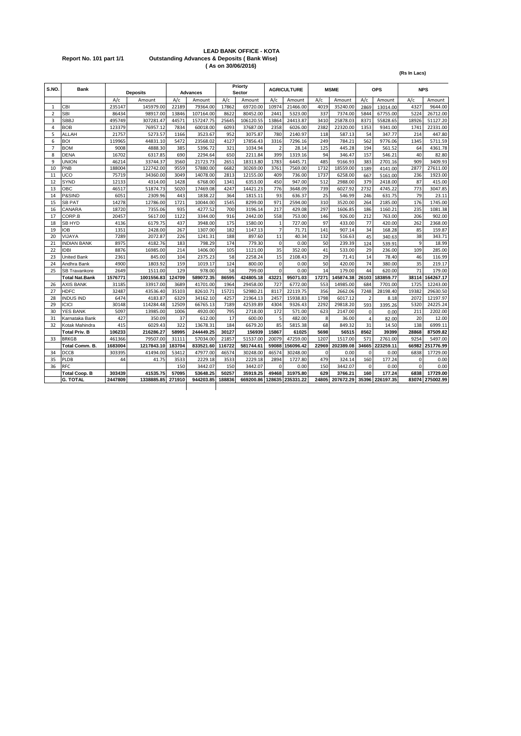**LEAD BANK OFFICE - KOTA**

**Report No. 101 part 1/1** **Outstanding Advances & Deposits ( Bank Wise)**

**( As on 30/06/2016)**

**(Rs In Lacs)**

| S.NO. | Bank | Deposits | | Advances | | Priorty Sector | | AGRICULTURE | | MSME | | OPS | | NPS | |
|---|---|---|---|---|---|---|---|---|---|---|---|---|---|---|---|
| | | A/c | Amount | A/c | Amount | A/c | Amount | A/c | Amount | A/c | Amount | A/c | Amount | A/c | Amount |
| 1 | CBI | 235147 | 145979.00 | 22189 | 79364.00 | 17862 | 69720.00 | 10974 | 21466.00 | 4019 | 35240.00 | 2869 | 13014.00 | 4327 | 9644.00 |
| 2 | SBI | 86434 | 98917.00 | 13846 | 107164.00 | 8622 | 80452.00 | 2441 | 5323.00 | 337 | 7374.00 | 5844 | 67755.00 | 5224 | 26712.00 |
| 3 | SBBJ | 495749 | 307281.47 | 44571 | 157247.75 | 25645 | 106120.55 | 13864 | 24413.87 | 3410 | 25878.03 | 8371 | 55828.65 | 18926 | 51127.20 |
| 4 | BOB | 123379 | 76957.12 | 7834 | 60018.00 | 6093 | 37687.00 | 2358 | 6026.00 | 2382 | 22320.00 | 1353 | 9341.00 | 1741 | 22331.00 |
| 5 | ALLAH | 21757 | 5273.57 | 1166 | 3523.67 | 952 | 3075.87 | 780 | 2140.97 | 118 | 587.13 | 54 | 347.77 | 214 | 447.80 |
| 6 | BOI | 119965 | 44831.10 | 5472 | 23568.02 | 4127 | 17856.43 | 3316 | 7296.16 | 249 | 784.21 | 562 | 9776.06 | 1345 | 5711.59 |
| 7 | BOM | 9008 | 4888.30 | 385 | 5396.72 | 321 | 1034.94 | 2 | 28.14 | 125 | 445.28 | 194 | 561.52 | 64 | 4361.78 |
| 8 | DENA | 16702 | 6317.85 | 690 | 2294.64 | 650 | 2211.84 | 399 | 1319.16 | 94 | 346.47 | 157 | 546.21 | 40 | 82.80 |
| 9 | UNION | 46214 | 33744.37 | 3560 | 21723.73 | 2651 | 18313.80 | 1783 | 6445.71 | 485 | 9166.93 | 383 | 2701.16 | 909 | 3409.93 |
| 10 | PNB | 188004 | 122742.00 | 9559 | 57880.00 | 6682 | 30269.00 | 3761 | 7569.00 | 1732 | 18559.00 | 1189 | 4141.00 | 2877 | 27611.00 |
| 11 | UCO | 75719 | 34360.00 | 3049 | 14078.00 | 2813 | 12155.00 | 409 | 736.00 | 1737 | 6258.00 | 667 | 5161.00 | 236 | 1923.00 |
| 12 | SYND | 12133 | 4314.00 | 1428 | 6768.00 | 1341 | 6353.00 | 450 | 947.00 | 512 | 2988.00 | 379 | 2418.00 | 87 | 415.00 |
| 13 | OBC | 46517 | 51874.73 | 5020 | 17469.08 | 4247 | 14421.23 | 776 | 3648.09 | 739 | 6027.92 | 2732 | 4745.22 | 773 | 3047.85 |
| 14 | P&SIND | 6051 | 2309.96 | 443 | 1838.22 | 364 | 1815.11 | 93 | 636.37 | 25 | 546.99 | 246 | 631.75 | 79 | 23.11 |
| 15 | SB PAT | 14278 | 12786.00 | 1721 | 10044.00 | 1545 | 8299.00 | 971 | 2594.00 | 310 | 3520.00 | 264 | 2185.00 | 176 | 1745.00 |
| 16 | CANARA | 18720 | 7355.06 | 935 | 4277.52 | 700 | 3196.14 | 217 | 429.08 | 297 | 1606.85 | 186 | 1160.21 | 235 | 1081.38 |
| 17 | CORP.B | 20457 | 5617.00 | 1122 | 3344.00 | 916 | 2442.00 | 558 | 753.00 | 146 | 926.00 | 212 | 763.00 | 206 | 902.00 |
| 18 | SB HYD | 4136 | 6179.75 | 437 | 3948.00 | 175 | 1580.00 | 1 | 727.00 | 97 | 433.00 | 77 | 420.00 | 262 | 2368.00 |
| 19 | IOB | 1351 | 2428.00 | 267 | 1307.00 | 182 | 1147.13 | 7 | 71.71 | 141 | 907.14 | 34 | 168.28 | 85 | 159.87 |
| 20 | VIJAYA | 7289 | 2072.87 | 226 | 1241.31 | 188 | 897.60 | 11 | 40.34 | 132 | 516.63 | 45 | 340.63 | 38 | 343.71 |
| 21 | INDIAN BANK | 8975 | 4182.76 | 183 | 798.29 | 174 | 779.30 | 0 | 0.00 | 50 | 239.39 | 124 | 539.91 | 9 | 18.99 |
| 22 | IDBI | 8876 | 16985.00 | 214 | 1406.00 | 105 | 1121.00 | 35 | 352.00 | 41 | 533.00 | 29 | 236.00 | 109 | 285.00 |
| 23 | United Bank | 2361 | 845.00 | 104 | 2375.23 | 58 | 2258.24 | 15 | 2108.43 | 29 | 71.41 | 14 | 78.40 | 46 | 116.99 |
| 24 | Andhra Bank | 4900 | 1803.92 | 159 | 1019.17 | 124 | 800.00 | 0 | 0.00 | 50 | 420.00 | 74 | 380.00 | 35 | 219.17 |
| 25 | SB Travankore | 2649 | 1511.00 | 129 | 978.00 | 58 | 799.00 | 0 | 0.00 | 14 | 179.00 | 44 | 620.00 | 71 | 179.00 |
| | **Total Nat.Bank** | **1576771** | **1001556.83** | **124709** | **589072.35** | **86595** | **424805.18** | **43221** | **95071.03** | **17271** | **145874.38** | **26103** | **183859.77** | **38114** | **164267.17** |
| 26 | AXIS BANK | 31185 | 33917.00 | 3689 | 41701.00 | 1964 | 29458.00 | 727 | 6772.00 | 553 | 14985.00 | 684 | 7701.00 | 1725 | 12243.00 |
| 27 | HDFC | 32487 | 43536.40 | 35103 | 82610.71 | 15721 | 52980.21 | 8117 | 22119.75 | 356 | 2662.06 | 7248 | 28198.40 | 19382 | 29630.50 |
| 28 | INDUS IND | 6474 | 4183.87 | 6329 | 34162.10 | 4257 | 21964.13 | 2457 | 15938.83 | 1798 | 6017.12 | 2 | 8.18 | 2072 | 12197.97 |
| 29 | ICICI | 30148 | 114284.48 | 12509 | 66765.13 | 7189 | 42539.89 | 4304 | 9326.43 | 2292 | 29818.20 | 593 | 3395.26 | 5320 | 24225.24 |
| 30 | YES BANK | 5097 | 13985.00 | 1006 | 4920.00 | 795 | 2718.00 | 172 | 571.00 | 623 | 2147.00 | 0 | 0.00 | 211 | 2202.00 |
| 31 | Karnataka Bank | 427 | 350.09 | 37 | 612.00 | 17 | 600.00 | 5 | 482.00 | 8 | 36.00 | 4 | 82.00 | 20 | 12.00 |
| 32 | Kotak Mahindra | 415 | 6029.43 | 322 | 13678.31 | 184 | 6679.20 | 85 | 5815.38 | 68 | 849.32 | 31 | 14.50 | 138 | 6999.11 |
| | **Total Priv. B** | **106233** | **216286.27** | **58995** | **244449.25** | **30127** | **156939** | **15867** | **61025** | **5698** | **56515** | **8562** | **39399** | **28868** | **87509.82** |
| 33 | BRKGB | 461366 | 79507.00 | 31111 | 57034.00 | 21857 | 51537.00 | 20079 | 47259.00 | 1207 | 1517.00 | 571 | 2761.00 | 9254 | 5497.00 |
| | **Total Comm. B.** | **1683004** | **1217843.10** | **183704** | **833521.60** | **116722** | **581744.61** | **59088** | **156096.42** | **22969** | **202389.08** | **34665** | **223259.11** | **66982** | **251776.99** |
| 34 | DCCB | 303395 | 41494.00 | 53412 | 47977.00 | 46574 | 30248.00 | 46574 | 30248.00 | 0 | 0.00 | 0 | 0.00 | 6838 | 17729.00 |
| 35 | PLDB | 44 | 41.75 | 3533 | 2229.18 | 3533 | 2229.18 | 2894 | 1727.80 | 479 | 324.14 | 160 | 177.24 | 0 | 0.00 |
| 36 | RFC | | | 150 | 3442.07 | 150 | 3442.07 | 0 | 0.00 | 150 | 3442.07 | 0 | 0.00 | 0 | 0.00 |
| | **Total Coop. B** | **303439** | **41535.75** | **57095** | **53648.25** | **50257** | **35919.25** | **49468** | **31975.80** | **629** | **3766.21** | **160** | **177.24** | **6838** | **17729.00** |
| | **G. TOTAL** | **2447809** | **1338885.85** | **271910** | **944203.85** | **188836** | **669200.86** | **128635** | **235331.22** | **24805** | **207672.29** | **35396** | **226197.35** | **83074** | **275002.99** |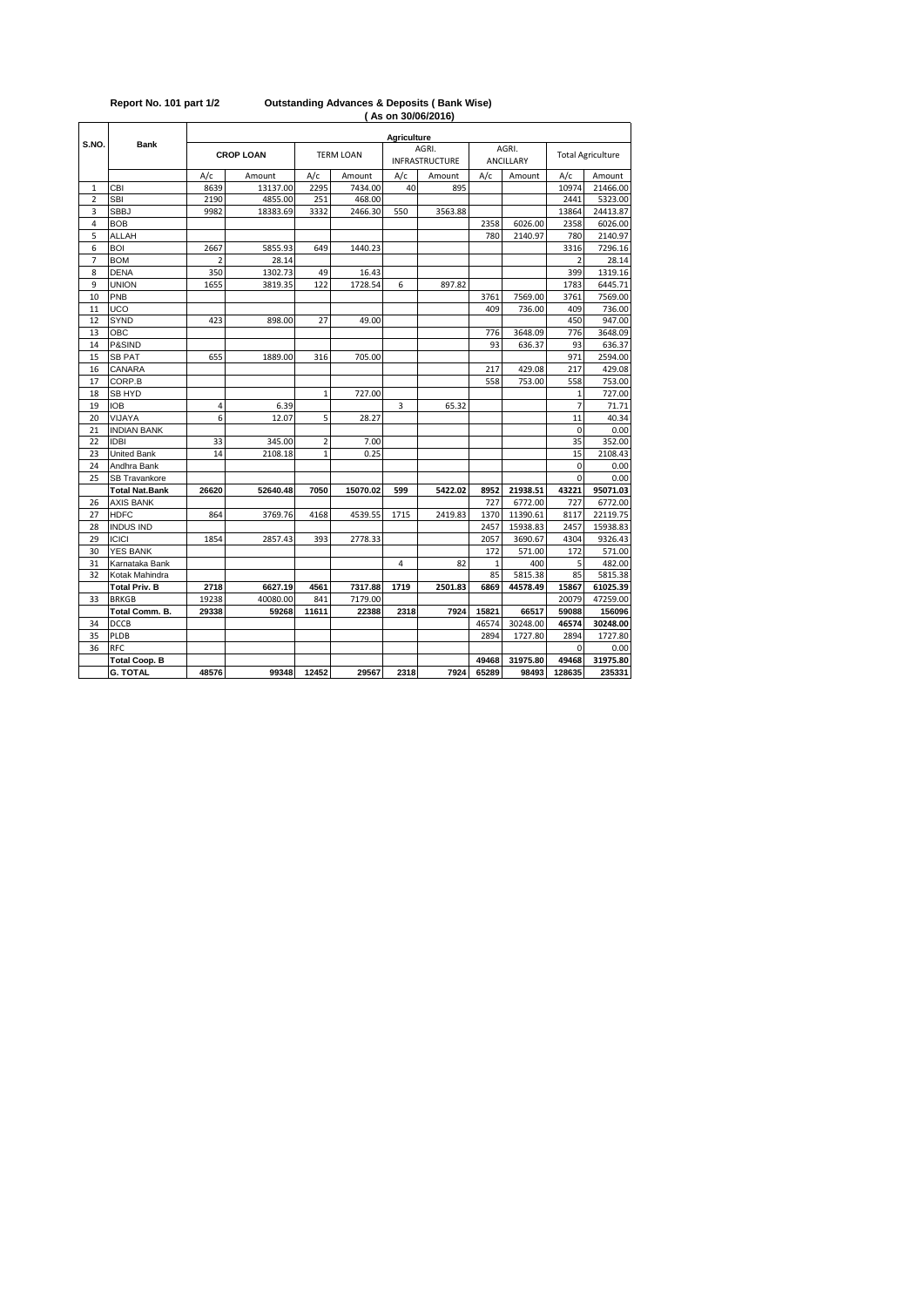**Report No. 101 part 1/2** **Outstanding Advances & Deposits ( Bank Wise)**

**( As on 30/06/2016)**

| S.NO. | Bank | Agriculture | | | | | | | | | |
|---|---|---|---|---|---|---|---|---|---|---|---|
| | | CROP LOAN | | TERM LOAN | | AGRI. INFRASTRUCTURE | | AGRI. ANCILLARY | | Total Agriculture | |
| | | A/c | Amount | A/c | Amount | A/c | Amount | A/c | Amount | A/c | Amount |
| 1 | CBI | 8639 | 13137.00 | 2295 | 7434.00 | 40 | 895 | | | 10974 | 21466.00 |
| 2 | SBI | 2190 | 4855.00 | 251 | 468.00 | | | | | 2441 | 5323.00 |
| 3 | SBBJ | 9982 | 18383.69 | 3332 | 2466.30 | 550 | 3563.88 | | | 13864 | 24413.87 |
| 4 | BOB | | | | | | | 2358 | 6026.00 | 2358 | 6026.00 |
| 5 | ALLAH | | | | | | | 780 | 2140.97 | 780 | 2140.97 |
| 6 | BOI | 2667 | 5855.93 | 649 | 1440.23 | | | | | 3316 | 7296.16 |
| 7 | BOM | 2 | 28.14 | | | | | | | 2 | 28.14 |
| 8 | DENA | 350 | 1302.73 | 49 | 16.43 | | | | | 399 | 1319.16 |
| 9 | UNION | 1655 | 3819.35 | 122 | 1728.54 | 6 | 897.82 | | | 1783 | 6445.71 |
| 10 | PNB | | | | | | | 3761 | 7569.00 | 3761 | 7569.00 |
| 11 | UCO | | | | | | | 409 | 736.00 | 409 | 736.00 |
| 12 | SYND | 423 | 898.00 | 27 | 49.00 | | | | | 450 | 947.00 |
| 13 | OBC | | | | | | | 776 | 3648.09 | 776 | 3648.09 |
| 14 | P&SIND | | | | | | | 93 | 636.37 | 93 | 636.37 |
| 15 | SB PAT | 655 | 1889.00 | 316 | 705.00 | | | | | 971 | 2594.00 |
| 16 | CANARA | | | | | | | 217 | 429.08 | 217 | 429.08 |
| 17 | CORP.B | | | | | | | 558 | 753.00 | 558 | 753.00 |
| 18 | SB HYD | | | 1 | 727.00 | | | | | 1 | 727.00 |
| 19 | IOB | 4 | 6.39 | | | 3 | 65.32 | | | 7 | 71.71 |
| 20 | VIJAYA | 6 | 12.07 | 5 | 28.27 | | | | | 11 | 40.34 |
| 21 | INDIAN BANK | | | | | | | | | 0 | 0.00 |
| 22 | IDBI | 33 | 345.00 | 2 | 7.00 | | | | | 35 | 352.00 |
| 23 | United Bank | 14 | 2108.18 | 1 | 0.25 | | | | | 15 | 2108.43 |
| 24 | Andhra Bank | | | | | | | | | 0 | 0.00 |
| 25 | SB Travankore | | | | | | | | | 0 | 0.00 |
| | **Total Nat.Bank** | **26620** | **52640.48** | **7050** | **15070.02** | **599** | **5422.02** | **8952** | **21938.51** | **43221** | **95071.03** |
| 26 | AXIS BANK | | | | | | | 727 | 6772.00 | 727 | 6772.00 |
| 27 | HDFC | 864 | 3769.76 | 4168 | 4539.55 | 1715 | 2419.83 | 1370 | 11390.61 | 8117 | 22119.75 |
| 28 | INDUS IND | | | | | | | 2457 | 15938.83 | 2457 | 15938.83 |
| 29 | ICICI | 1854 | 2857.43 | 393 | 2778.33 | | | 2057 | 3690.67 | 4304 | 9326.43 |
| 30 | YES BANK | | | | | | | 172 | 571.00 | 172 | 571.00 |
| 31 | Karnataka Bank | | | | | 4 | 82 | 1 | 400 | 5 | 482.00 |
| 32 | Kotak Mahindra | | | | | | | 85 | 5815.38 | 85 | 5815.38 |
| | **Total Priv. B** | **2718** | **6627.19** | **4561** | **7317.88** | **1719** | **2501.83** | **6869** | **44578.49** | **15867** | **61025.39** |
| 33 | BRKGB | 19238 | 40080.00 | 841 | 7179.00 | | | | | 20079 | 47259.00 |
| | **Total Comm. B.** | **29338** | **59268** | **11611** | **22388** | **2318** | **7924** | **15821** | **66517** | **59088** | **156096** |
| 34 | DCCB | | | | | | | 46574 | 30248.00 | 46574 | 30248.00 |
| 35 | PLDB | | | | | | | 2894 | 1727.80 | 2894 | 1727.80 |
| 36 | RFC | | | | | | | | | 0 | 0.00 |
| | **Total Coop. B** | | | | | | | **49468** | **31975.80** | **49468** | **31975.80** |
| | **G. TOTAL** | **48576** | **99348** | **12452** | **29567** | **2318** | **7924** | **65289** | **98493** | **128635** | **235331** |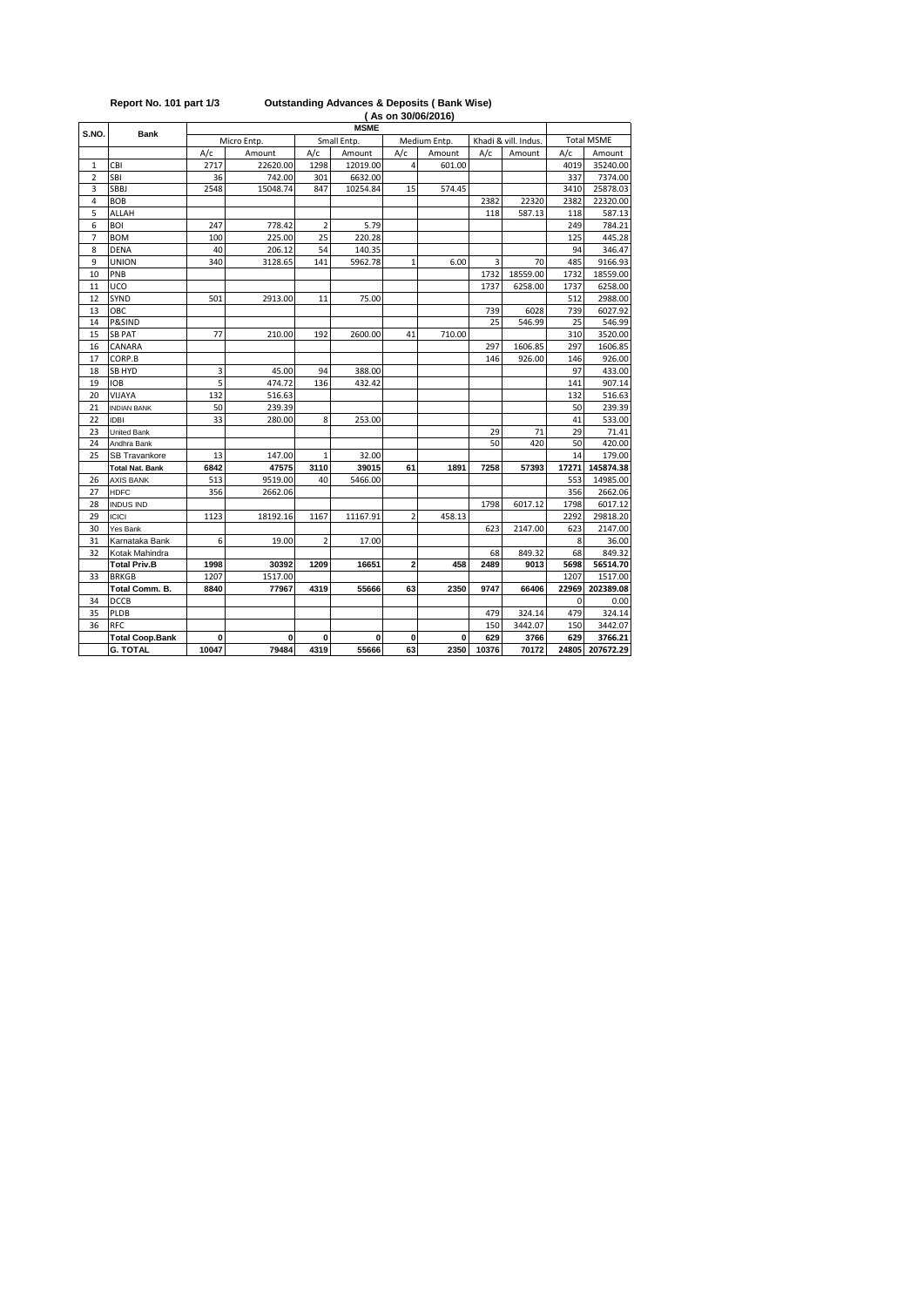**Report No. 101 part 1/3** **Outstanding Advances & Deposits ( Bank Wise)**

**( As on 30/06/2016)**

| S.NO. | Bank | MSME | | | | | | | | | |
|---|---|---|---|---|---|---|---|---|---|---|---|
| | | Micro Entp. | | Small Entp. | | Medium Entp. | | Khadi & vill. Indus. | | Total MSME | |
| | | A/c | Amount | A/c | Amount | A/c | Amount | A/c | Amount | A/c | Amount |
| 1 | CBI | 2717 | 22620.00 | 1298 | 12019.00 | 4 | 601.00 | | | 4019 | 35240.00 |
| 2 | SBI | 36 | 742.00 | 301 | 6632.00 | | | | | 337 | 7374.00 |
| 3 | SBBJ | 2548 | 15048.74 | 847 | 10254.84 | 15 | 574.45 | | | 3410 | 25878.03 |
| 4 | BOB | | | | | | | 2382 | 22320 | 2382 | 22320.00 |
| 5 | ALLAH | | | | | | | 118 | 587.13 | 118 | 587.13 |
| 6 | BOI | 247 | 778.42 | 2 | 5.79 | | | | | 249 | 784.21 |
| 7 | BOM | 100 | 225.00 | 25 | 220.28 | | | | | 125 | 445.28 |
| 8 | DENA | 40 | 206.12 | 54 | 140.35 | | | | | 94 | 346.47 |
| 9 | UNION | 340 | 3128.65 | 141 | 5962.78 | 1 | 6.00 | 3 | 70 | 485 | 9166.93 |
| 10 | PNB | | | | | | | 1732 | 18559.00 | 1732 | 18559.00 |
| 11 | UCO | | | | | | | 1737 | 6258.00 | 1737 | 6258.00 |
| 12 | SYND | 501 | 2913.00 | 11 | 75.00 | | | | | 512 | 2988.00 |
| 13 | OBC | | | | | | | 739 | 6028 | 739 | 6027.92 |
| 14 | P&SIND | | | | | | | 25 | 546.99 | 25 | 546.99 |
| 15 | SB PAT | 77 | 210.00 | 192 | 2600.00 | 41 | 710.00 | | | 310 | 3520.00 |
| 16 | CANARA | | | | | | | 297 | 1606.85 | 297 | 1606.85 |
| 17 | CORP.B | | | | | | | 146 | 926.00 | 146 | 926.00 |
| 18 | SB HYD | 3 | 45.00 | 94 | 388.00 | | | | | 97 | 433.00 |
| 19 | IOB | 5 | 474.72 | 136 | 432.42 | | | | | 141 | 907.14 |
| 20 | VIJAYA | 132 | 516.63 | | | | | | | 132 | 516.63 |
| 21 | INDIAN BANK | 50 | 239.39 | | | | | | | 50 | 239.39 |
| 22 | IDBI | 33 | 280.00 | 8 | 253.00 | | | | | 41 | 533.00 |
| 23 | United Bank | | | | | | | 29 | 71 | 29 | 71.41 |
| 24 | Andhra Bank | | | | | | | 50 | 420 | 50 | 420.00 |
| 25 | SB Travankore | 13 | 147.00 | 1 | 32.00 | | | | | 14 | 179.00 |
| | **Total Nat. Bank** | **6842** | **47575** | **3110** | **39015** | **61** | **1891** | **7258** | **57393** | **17271** | **145874.38** |
| 26 | AXIS BANK | 513 | 9519.00 | 40 | 5466.00 | | | | | 553 | 14985.00 |
| 27 | HDFC | 356 | 2662.06 | | | | | | | 356 | 2662.06 |
| 28 | INDUS IND | | | | | | | 1798 | 6017.12 | 1798 | 6017.12 |
| 29 | ICICI | 1123 | 18192.16 | 1167 | 11167.91 | 2 | 458.13 | | | 2292 | 29818.20 |
| 30 | Yes Bank | | | | | | | 623 | 2147.00 | 623 | 2147.00 |
| 31 | Karnataka Bank | 6 | 19.00 | 2 | 17.00 | | | | | 8 | 36.00 |
| 32 | Kotak Mahindra | | | | | | | 68 | 849.32 | 68 | 849.32 |
| | **Total Priv.B** | **1998** | **30392** | **1209** | **16651** | **2** | **458** | **2489** | **9013** | **5698** | **56514.70** |
| 33 | BRKGB | 1207 | 1517.00 | | | | | | | 1207 | 1517.00 |
| | **Total Comm. B.** | **8840** | **77967** | **4319** | **55666** | **63** | **2350** | **9747** | **66406** | **22969** | **202389.08** |
| 34 | DCCB | | | | | | | | | 0 | 0.00 |
| 35 | PLDB | | | | | | | 479 | 324.14 | 479 | 324.14 |
| 36 | RFC | | | | | | | 150 | 3442.07 | 150 | 3442.07 |
| | **Total Coop.Bank** | **0** | **0** | **0** | **0** | **0** | **0** | **629** | **3766** | **629** | **3766.21** |
| | **G. TOTAL** | **10047** | **79484** | **4319** | **55666** | **63** | **2350** | **10376** | **70172** | **24805** | **207672.29** |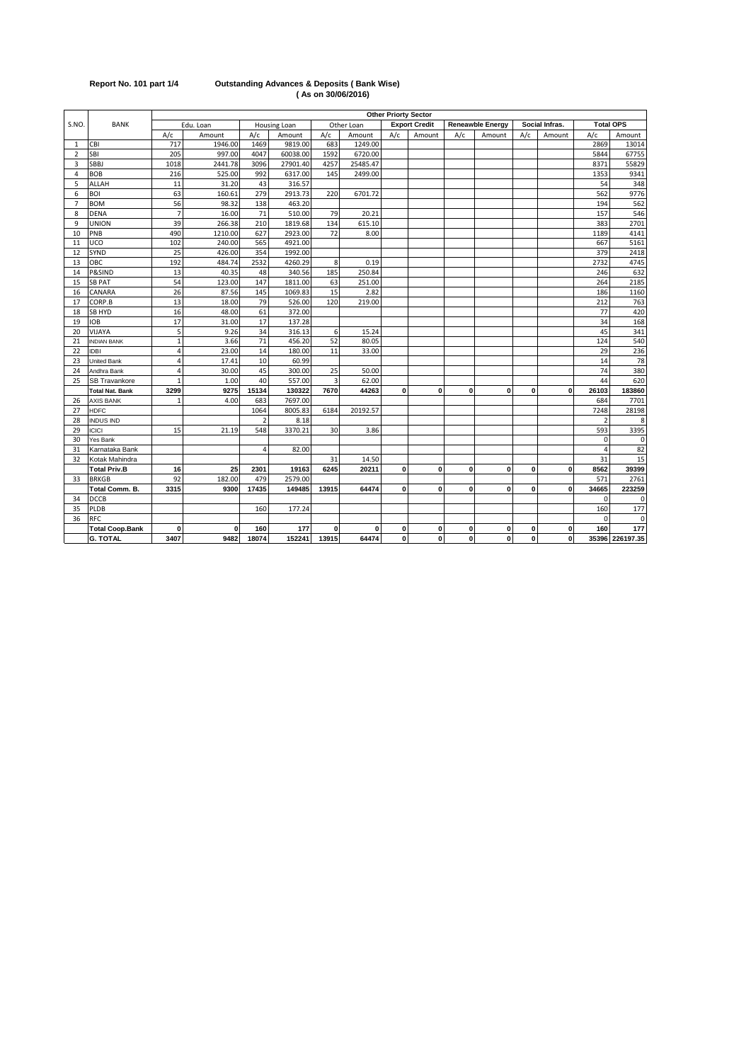**Report No. 101 part 1/4** **Outstanding Advances & Deposits ( Bank Wise)**
**( As on 30/06/2016)**

| S.NO. | BANK | Other Priorty Sector | | | | | | | | | | | | | |
|---|---|---|---|---|---|---|---|---|---|---|---|---|---|---|---|
| | | Edu. Loan | | Housing Loan | | Other Loan | | Export Credit | | Reneawble Energy | | Social Infras. | | Total OPS | |
| | | A/c | Amount | A/c | Amount | A/c | Amount | A/c | Amount | A/c | Amount | A/c | Amount | A/c | Amount |
| 1 | CBI | 717 | 1946.00 | 1469 | 9819.00 | 683 | 1249.00 | | | | | | | 2869 | 13014 |
| 2 | SBI | 205 | 997.00 | 4047 | 60038.00 | 1592 | 6720.00 | | | | | | | 5844 | 67755 |
| 3 | SBBJ | 1018 | 2441.78 | 3096 | 27901.40 | 4257 | 25485.47 | | | | | | | 8371 | 55829 |
| 4 | BOB | 216 | 525.00 | 992 | 6317.00 | 145 | 2499.00 | | | | | | | 1353 | 9341 |
| 5 | ALLAH | 11 | 31.20 | 43 | 316.57 | | | | | | | | | 54 | 348 |
| 6 | BOI | 63 | 160.61 | 279 | 2913.73 | 220 | 6701.72 | | | | | | | 562 | 9776 |
| 7 | BOM | 56 | 98.32 | 138 | 463.20 | | | | | | | | | 194 | 562 |
| 8 | DENA | 7 | 16.00 | 71 | 510.00 | 79 | 20.21 | | | | | | | 157 | 546 |
| 9 | UNION | 39 | 266.38 | 210 | 1819.68 | 134 | 615.10 | | | | | | | 383 | 2701 |
| 10 | PNB | 490 | 1210.00 | 627 | 2923.00 | 72 | 8.00 | | | | | | | 1189 | 4141 |
| 11 | UCO | 102 | 240.00 | 565 | 4921.00 | | | | | | | | | 667 | 5161 |
| 12 | SYND | 25 | 426.00 | 354 | 1992.00 | | | | | | | | | 379 | 2418 |
| 13 | OBC | 192 | 484.74 | 2532 | 4260.29 | 8 | 0.19 | | | | | | | 2732 | 4745 |
| 14 | P&SIND | 13 | 40.35 | 48 | 340.56 | 185 | 250.84 | | | | | | | 246 | 632 |
| 15 | SB PAT | 54 | 123.00 | 147 | 1811.00 | 63 | 251.00 | | | | | | | 264 | 2185 |
| 16 | CANARA | 26 | 87.56 | 145 | 1069.83 | 15 | 2.82 | | | | | | | 186 | 1160 |
| 17 | CORP.B | 13 | 18.00 | 79 | 526.00 | 120 | 219.00 | | | | | | | 212 | 763 |
| 18 | SB HYD | 16 | 48.00 | 61 | 372.00 | | | | | | | | | 77 | 420 |
| 19 | IOB | 17 | 31.00 | 17 | 137.28 | | | | | | | | | 34 | 168 |
| 20 | VIJAYA | 5 | 9.26 | 34 | 316.13 | 6 | 15.24 | | | | | | | 45 | 341 |
| 21 | INDIAN BANK | 1 | 3.66 | 71 | 456.20 | 52 | 80.05 | | | | | | | 124 | 540 |
| 22 | IDBI | 4 | 23.00 | 14 | 180.00 | 11 | 33.00 | | | | | | | 29 | 236 |
| 23 | United Bank | 4 | 17.41 | 10 | 60.99 | | | | | | | | | 14 | 78 |
| 24 | Andhra Bank | 4 | 30.00 | 45 | 300.00 | 25 | 50.00 | | | | | | | 74 | 380 |
| 25 | SB Travankore | 1 | 1.00 | 40 | 557.00 | 3 | 62.00 | | | | | | | 44 | 620 |
| | **Total Nat. Bank** | **3299** | **9275** | **15134** | **130322** | **7670** | **44263** | **0** | **0** | **0** | **0** | **0** | **0** | **26103** | **183860** |
| 26 | AXIS BANK | 1 | 4.00 | 683 | 7697.00 | | | | | | | | | 684 | 7701 |
| 27 | HDFC | | | 1064 | 8005.83 | 6184 | 20192.57 | | | | | | | 7248 | 28198 |
| 28 | INDUS IND | | | 2 | 8.18 | | | | | | | | | 2 | 8 |
| 29 | ICICI | 15 | 21.19 | 548 | 3370.21 | 30 | 3.86 | | | | | | | 593 | 3395 |
| 30 | Yes Bank | | | | | | | | | | | | | 0 | 0 |
| 31 | Karnataka Bank | | | 4 | 82.00 | | | | | | | | | 4 | 82 |
| 32 | Kotak Mahindra | | | | | 31 | 14.50 | | | | | | | 31 | 15 |
| | **Total Priv.B** | **16** | **25** | **2301** | **19163** | **6245** | **20211** | **0** | **0** | **0** | **0** | **0** | **0** | **8562** | **39399** |
| 33 | BRKGB | 92 | 182.00 | 479 | 2579.00 | | | | | | | | | 571 | 2761 |
| | **Total Comm. B.** | **3315** | **9300** | **17435** | **149485** | **13915** | **64474** | **0** | **0** | **0** | **0** | **0** | **0** | **34665** | **223259** |
| 34 | DCCB | | | | | | | | | | | | | 0 | 0 |
| 35 | PLDB | | | 160 | 177.24 | | | | | | | | | 160 | 177 |
| 36 | RFC | | | | | | | | | | | | | 0 | 0 |
| | **Total Coop.Bank** | **0** | **0** | **160** | **177** | **0** | **0** | **0** | **0** | **0** | **0** | **0** | **0** | **160** | **177** |
| | **G. TOTAL** | **3407** | **9482** | **18074** | **152241** | **13915** | **64474** | **0** | **0** | **0** | **0** | **0** | **0** | **35396** | **226197.35** |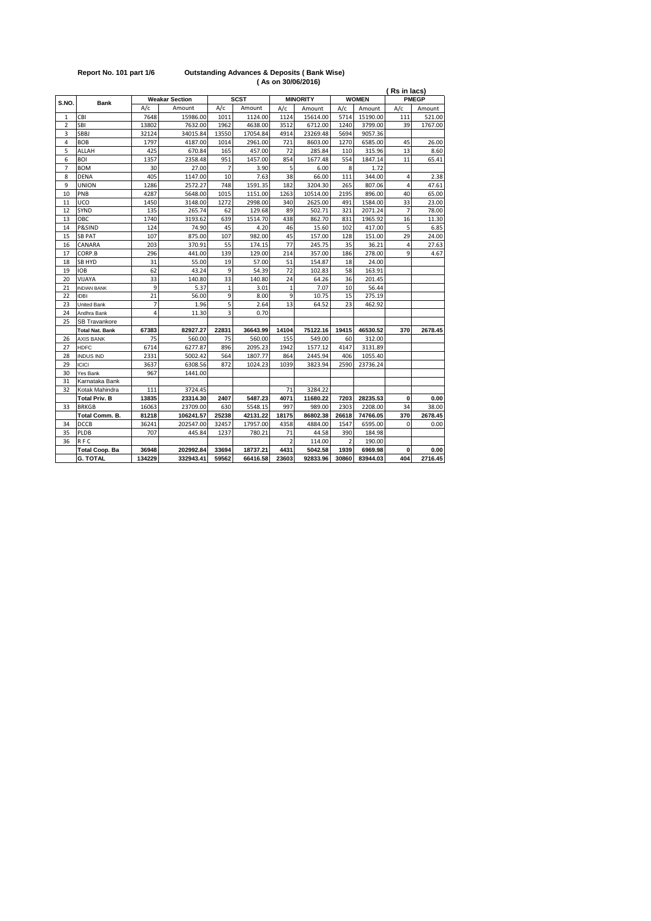**Report No. 101 part 1/6** **Outstanding Advances & Deposits ( Bank Wise)**

**( As on 30/06/2016)**

**( Rs in lacs)**

| S.NO. | Bank | Weakar Section | | SCST | | MINORITY | | WOMEN | | PMEGP | |
|---|---|---|---|---|---|---|---|---|---|---|---|
| | | A/c | Amount | A/c | Amount | A/c | Amount | A/c | Amount | A/c | Amount |
| 1 | CBI | 7648 | 15986.00 | 1011 | 1124.00 | 1124 | 15614.00 | 5714 | 15190.00 | 111 | 521.00 |
| 2 | SBI | 13802 | 7632.00 | 1962 | 4638.00 | 3512 | 6712.00 | 1240 | 3799.00 | 39 | 1767.00 |
| 3 | SBBJ | 32124 | 34015.84 | 13550 | 17054.84 | 4914 | 23269.48 | 5694 | 9057.36 | | |
| 4 | BOB | 1797 | 4187.00 | 1014 | 2961.00 | 721 | 8603.00 | 1270 | 6585.00 | 45 | 26.00 |
| 5 | ALLAH | 425 | 670.84 | 165 | 457.00 | 72 | 285.84 | 110 | 315.96 | 13 | 8.60 |
| 6 | BOI | 1357 | 2358.48 | 951 | 1457.00 | 854 | 1677.48 | 554 | 1847.14 | 11 | 65.41 |
| 7 | BOM | 30 | 27.00 | 7 | 3.90 | 5 | 6.00 | 8 | 1.72 | | |
| 8 | DENA | 405 | 1147.00 | 10 | 7.63 | 38 | 66.00 | 111 | 344.00 | 4 | 2.38 |
| 9 | UNION | 1286 | 2572.27 | 748 | 1591.35 | 182 | 3204.30 | 265 | 807.06 | 4 | 47.61 |
| 10 | PNB | 4287 | 5648.00 | 1015 | 1151.00 | 1263 | 10514.00 | 2195 | 896.00 | 40 | 65.00 |
| 11 | UCO | 1450 | 3148.00 | 1272 | 2998.00 | 340 | 2625.00 | 491 | 1584.00 | 33 | 23.00 |
| 12 | SYND | 135 | 265.74 | 62 | 129.68 | 89 | 502.71 | 321 | 2071.24 | 7 | 78.00 |
| 13 | OBC | 1740 | 3193.62 | 639 | 1514.70 | 438 | 862.70 | 831 | 1965.92 | 16 | 11.30 |
| 14 | P&SIND | 124 | 74.90 | 45 | 4.20 | 46 | 15.60 | 102 | 417.00 | 5 | 6.85 |
| 15 | SB PAT | 107 | 875.00 | 107 | 982.00 | 45 | 157.00 | 128 | 151.00 | 29 | 24.00 |
| 16 | CANARA | 203 | 370.91 | 55 | 174.15 | 77 | 245.75 | 35 | 36.21 | 4 | 27.63 |
| 17 | CORP.B | 296 | 441.00 | 139 | 129.00 | 214 | 357.00 | 186 | 278.00 | 9 | 4.67 |
| 18 | SB HYD | 31 | 55.00 | 19 | 57.00 | 51 | 154.87 | 18 | 24.00 | | |
| 19 | IOB | 62 | 43.24 | 9 | 54.39 | 72 | 102.83 | 58 | 163.91 | | |
| 20 | VIJAYA | 33 | 140.80 | 33 | 140.80 | 24 | 64.26 | 36 | 201.45 | | |
| 21 | INDIAN BANK | 9 | 5.37 | 1 | 3.01 | 1 | 7.07 | 10 | 56.44 | | |
| 22 | IDBI | 21 | 56.00 | 9 | 8.00 | 9 | 10.75 | 15 | 275.19 | | |
| 23 | United Bank | 7 | 1.96 | 5 | 2.64 | 13 | 64.52 | 23 | 462.92 | | |
| 24 | Andhra Bank | 4 | 11.30 | 3 | 0.70 | | | | | | |
| 25 | SB Travankore | | | | | | | | | | |
| | **Total Nat. Bank** | **67383** | **82927.27** | **22831** | **36643.99** | **14104** | **75122.16** | **19415** | **46530.52** | **370** | **2678.45** |
| 26 | AXIS BANK | 75 | 560.00 | 75 | 560.00 | 155 | 549.00 | 60 | 312.00 | | |
| 27 | HDFC | 6714 | 6277.87 | 896 | 2095.23 | 1942 | 1577.12 | 4147 | 3131.89 | | |
| 28 | INDUS IND | 2331 | 5002.42 | 564 | 1807.77 | 864 | 2445.94 | 406 | 1055.40 | | |
| 29 | ICICI | 3637 | 6308.56 | 872 | 1024.23 | 1039 | 3823.94 | 2590 | 23736.24 | | |
| 30 | Yes Bank | 967 | 1441.00 | | | | | | | | |
| 31 | Karnataka Bank | | | | | | | | | | |
| 32 | Kotak Mahindra | 111 | 3724.45 | | | 71 | 3284.22 | | | | |
| | **Total Priv. B** | **13835** | **23314.30** | **2407** | **5487.23** | **4071** | **11680.22** | **7203** | **28235.53** | **0** | **0.00** |
| 33 | BRKGB | 16063 | 23709.00 | 630 | 5548.15 | 997 | 989.00 | 2303 | 2208.00 | 34 | 38.00 |
| | **Total Comm. B.** | **81218** | **106241.57** | **25238** | **42131.22** | **18175** | **86802.38** | **26618** | **74766.05** | **370** | **2678.45** |
| 34 | DCCB | 36241 | 202547.00 | 32457 | 17957.00 | 4358 | 4884.00 | 1547 | 6595.00 | 0 | 0.00 |
| 35 | PLDB | 707 | 445.84 | 1237 | 780.21 | 71 | 44.58 | 390 | 184.98 | | |
| 36 | R F C | | | | | 2 | 114.00 | 2 | 190.00 | | |
| | **Total Coop. Ba** | **36948** | **202992.84** | **33694** | **18737.21** | **4431** | **5042.58** | **1939** | **6969.98** | **0** | **0.00** |
| | **G. TOTAL** | **134229** | **332943.41** | **59562** | **66416.58** | **23603** | **92833.96** | **30860** | **83944.03** | **404** | **2716.45** |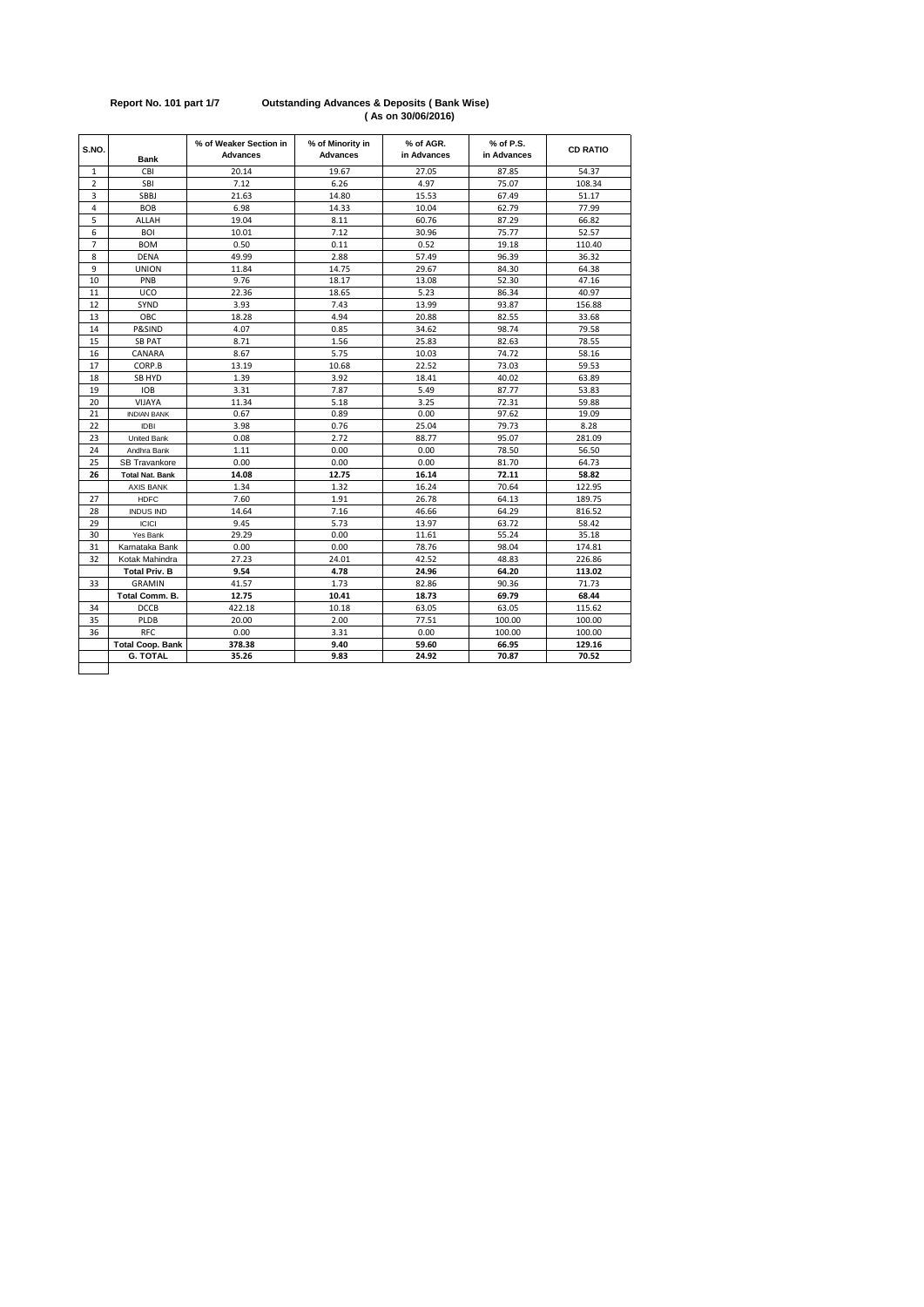**Report No. 101 part 1/7** **Outstanding Advances & Deposits ( Bank Wise)**

**( As on 30/06/2016)**

| S.NO. | Bank | % of Weaker Section in Advances | % of Minority in Advances | % of AGR. in Advances | % of P.S. in Advances | CD RATIO |
|---|---|---|---|---|---|---|
| 1 | CBI | 20.14 | 19.67 | 27.05 | 87.85 | 54.37 |
| 2 | SBI | 7.12 | 6.26 | 4.97 | 75.07 | 108.34 |
| 3 | SBBJ | 21.63 | 14.80 | 15.53 | 67.49 | 51.17 |
| 4 | BOB | 6.98 | 14.33 | 10.04 | 62.79 | 77.99 |
| 5 | ALLAH | 19.04 | 8.11 | 60.76 | 87.29 | 66.82 |
| 6 | BOI | 10.01 | 7.12 | 30.96 | 75.77 | 52.57 |
| 7 | BOM | 0.50 | 0.11 | 0.52 | 19.18 | 110.40 |
| 8 | DENA | 49.99 | 2.88 | 57.49 | 96.39 | 36.32 |
| 9 | UNION | 11.84 | 14.75 | 29.67 | 84.30 | 64.38 |
| 10 | PNB | 9.76 | 18.17 | 13.08 | 52.30 | 47.16 |
| 11 | UCO | 22.36 | 18.65 | 5.23 | 86.34 | 40.97 |
| 12 | SYND | 3.93 | 7.43 | 13.99 | 93.87 | 156.88 |
| 13 | OBC | 18.28 | 4.94 | 20.88 | 82.55 | 33.68 |
| 14 | P&SIND | 4.07 | 0.85 | 34.62 | 98.74 | 79.58 |
| 15 | SB PAT | 8.71 | 1.56 | 25.83 | 82.63 | 78.55 |
| 16 | CANARA | 8.67 | 5.75 | 10.03 | 74.72 | 58.16 |
| 17 | CORP.B | 13.19 | 10.68 | 22.52 | 73.03 | 59.53 |
| 18 | SB HYD | 1.39 | 3.92 | 18.41 | 40.02 | 63.89 |
| 19 | IOB | 3.31 | 7.87 | 5.49 | 87.77 | 53.83 |
| 20 | VIJAYA | 11.34 | 5.18 | 3.25 | 72.31 | 59.88 |
| 21 | INDIAN BANK | 0.67 | 0.89 | 0.00 | 97.62 | 19.09 |
| 22 | IDBI | 3.98 | 0.76 | 25.04 | 79.73 | 8.28 |
| 23 | United Bank | 0.08 | 2.72 | 88.77 | 95.07 | 281.09 |
| 24 | Andhra Bank | 1.11 | 0.00 | 0.00 | 78.50 | 56.50 |
| 25 | SB Travankore | 0.00 | 0.00 | 0.00 | 81.70 | 64.73 |
| **26** | **Total Nat. Bank** | **14.08** | **12.75** | **16.14** | **72.11** | **58.82** |
| | AXIS BANK | 1.34 | 1.32 | 16.24 | 70.64 | 122.95 |
| 27 | HDFC | 7.60 | 1.91 | 26.78 | 64.13 | 189.75 |
| 28 | INDUS IND | 14.64 | 7.16 | 46.66 | 64.29 | 816.52 |
| 29 | ICICI | 9.45 | 5.73 | 13.97 | 63.72 | 58.42 |
| 30 | Yes Bank | 29.29 | 0.00 | 11.61 | 55.24 | 35.18 |
| 31 | Karnataka Bank | 0.00 | 0.00 | 78.76 | 98.04 | 174.81 |
| 32 | Kotak Mahindra | 27.23 | 24.01 | 42.52 | 48.83 | 226.86 |
| | **Total Priv. B** | **9.54** | **4.78** | **24.96** | **64.20** | **113.02** |
| 33 | GRAMIN | 41.57 | 1.73 | 82.86 | 90.36 | 71.73 |
| | **Total Comm. B.** | **12.75** | **10.41** | **18.73** | **69.79** | **68.44** |
| 34 | DCCB | 422.18 | 10.18 | 63.05 | 63.05 | 115.62 |
| 35 | PLDB | 20.00 | 2.00 | 77.51 | 100.00 | 100.00 |
| 36 | RFC | 0.00 | 3.31 | 0.00 | 100.00 | 100.00 |
| | **Total Coop. Bank** | **378.38** | **9.40** | **59.60** | **66.95** | **129.16** |
| | **G. TOTAL** | **35.26** | **9.83** | **24.92** | **70.87** | **70.52** |